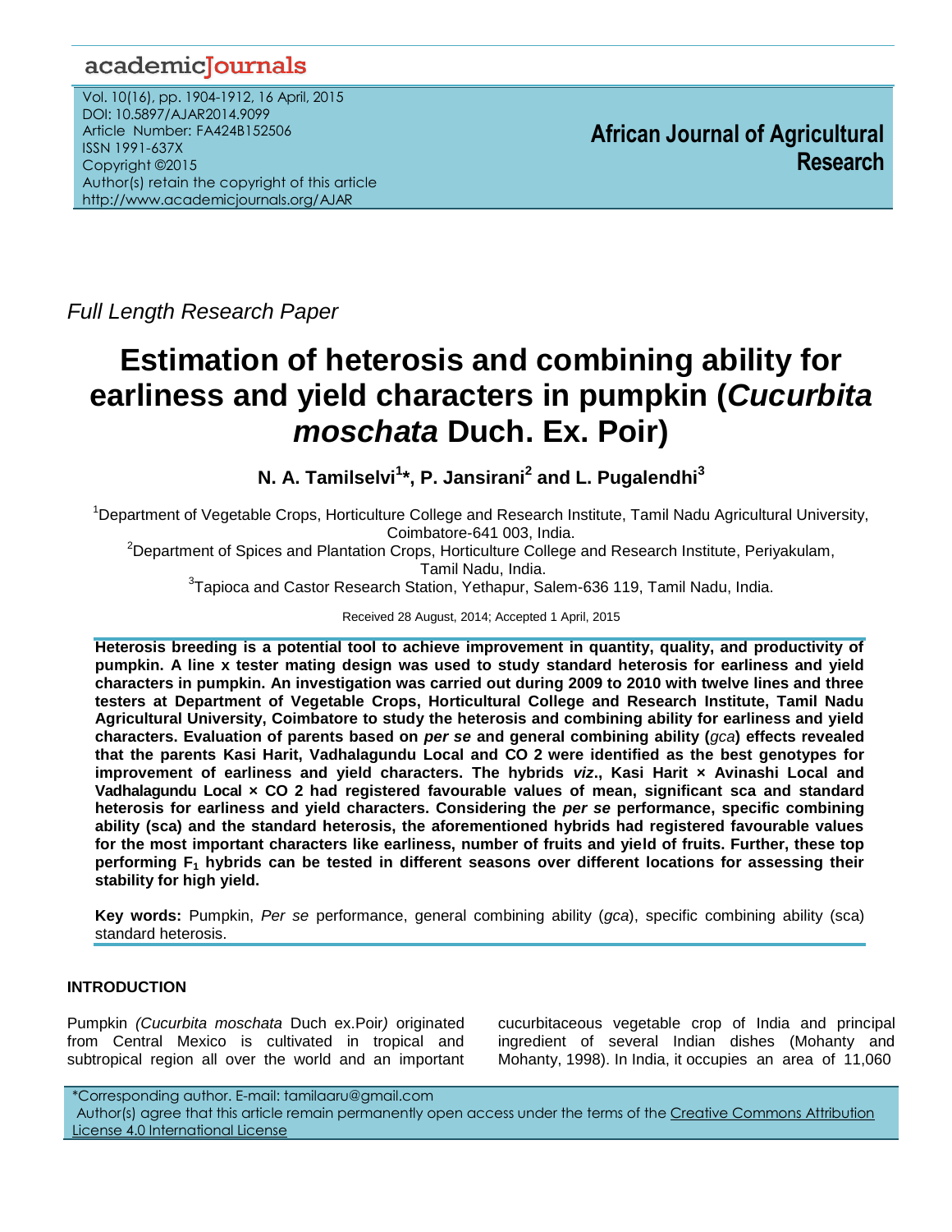Full Length Research Paper

# Estimation of heterosis and combining ability for earliness and yield characters in pumpkin (*Cucurbita moschata* Duch. Ex. Poir)

**N. A. Tamilselvi[1]*, P. Jansirani[2] and L. Pugalendhi[3]**

[1]Department of Vegetable Crops, Horticulture College and Research Institute, Tamil Nadu Agricultural University, Coimbatore-641 003, India.

[2]Department of Spices and Plantation Crops, Horticulture College and Research Institute, Periyakulam, Tamil Nadu, India.

[3]Tapioca and Castor Research Station, Yethapur, Salem-636 119, Tamil Nadu, India.

Received 28 August, 2014; Accepted 1 April, 2015

**Heterosis breeding is a potential tool to achieve improvement in quantity, quality, and productivity of pumpkin. A line x tester mating design was used to study standard heterosis for earliness and yield characters in pumpkin. An investigation was carried out during 2009 to 2010 with twelve lines and three testers at Department of Vegetable Crops, Horticultural College and Research Institute, Tamil Nadu Agricultural University, Coimbatore to study the heterosis and combining ability for earliness and yield characters. Evaluation of parents based on *per se* and general combining ability (*gca*) effects revealed that the parents Kasi Harit, Vadhalagundu Local and CO 2 were identified as the best genotypes for improvement of earliness and yield characters. The hybrids *viz*., Kasi Harit × Avinashi Local and Vadhalagundu Local × CO 2 had registered favourable values of mean, significant sca and standard heterosis for earliness and yield characters. Considering the *per se* performance, specific combining ability (sca) and the standard heterosis, the aforementioned hybrids had registered favourable values for the most important characters like earliness, number of fruits and yield of fruits. Further, these top performing $F_1$ hybrids can be tested in different seasons over different locations for assessing their stability for high yield.**

**Key words:** Pumpkin, *Per se* performance, general combining ability (*gca*), specific combining ability (sca) standard heterosis.

## INTRODUCTION

Pumpkin *(Cucurbita moschata* Duch ex.Poir*)* originated from Central Mexico is cultivated in tropical and subtropical region all over the world and an important cucurbitaceous vegetable crop of India and principal ingredient of several Indian dishes (Mohanty and Mohanty, 1998). In India, it occupies an area of 11,060

*Corresponding author. E-mail: tamilaaru@gmail.com

Author(s) agree that this article remain permanently open access under the terms of the Creative Commons Attribution License 4.0 International License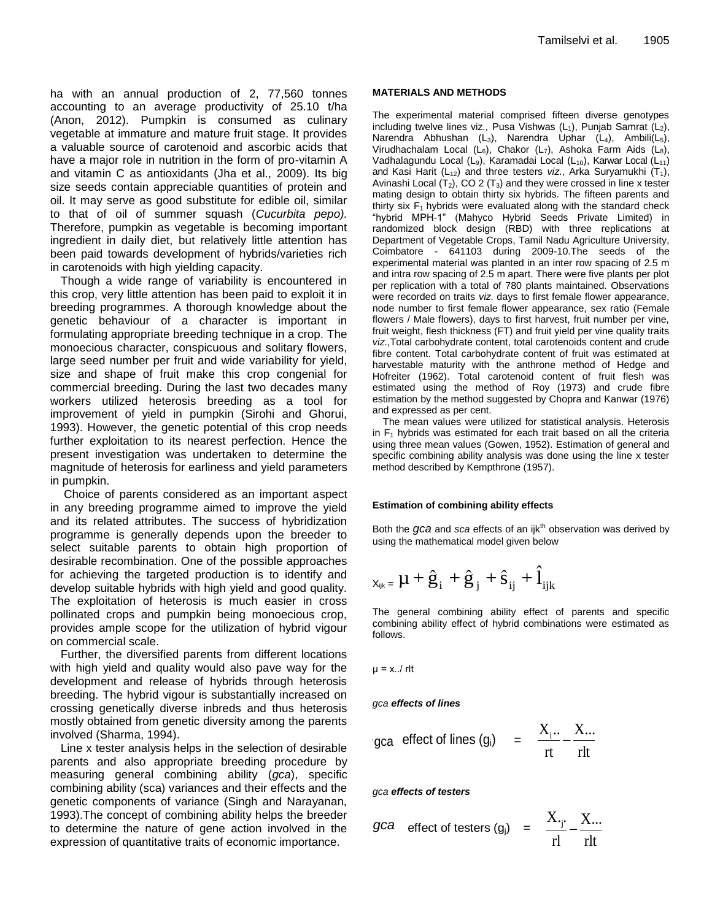ha with an annual production of 2, 77,560 tonnes accounting to an average productivity of 25.10 t/ha (Anon, 2012). Pumpkin is consumed as culinary vegetable at immature and mature fruit stage. It provides a valuable source of carotenoid and ascorbic acids that have a major role in nutrition in the form of pro-vitamin A and vitamin C as antioxidants (Jha et al., 2009). Its big size seeds contain appreciable quantities of protein and oil. It may serve as good substitute for edible oil, similar to that of oil of summer squash (*Cucurbita pepo).* Therefore, pumpkin as vegetable is becoming important ingredient in daily diet, but relatively little attention has been paid towards development of hybrids/varieties rich in carotenoids with high yielding capacity.

Though a wide range of variability is encountered in this crop, very little attention has been paid to exploit it in breeding programmes. A thorough knowledge about the genetic behaviour of a character is important in formulating appropriate breeding technique in a crop. The monoecious character, conspicuous and solitary flowers, large seed number per fruit and wide variability for yield, size and shape of fruit make this crop congenial for commercial breeding. During the last two decades many workers utilized heterosis breeding as a tool for improvement of yield in pumpkin (Sirohi and Ghorui, 1993). However, the genetic potential of this crop needs further exploitation to its nearest perfection. Hence the present investigation was undertaken to determine the magnitude of heterosis for earliness and yield parameters in pumpkin.

Choice of parents considered as an important aspect in any breeding programme aimed to improve the yield and its related attributes. The success of hybridization programme is generally depends upon the breeder to select suitable parents to obtain high proportion of desirable recombination. One of the possible approaches for achieving the targeted production is to identify and develop suitable hybrids with high yield and good quality. The exploitation of heterosis is much easier in cross pollinated crops and pumpkin being monoecious crop, provides ample scope for the utilization of hybrid vigour on commercial scale.

Further, the diversified parents from different locations with high yield and quality would also pave way for the development and release of hybrids through heterosis breeding. The hybrid vigour is substantially increased on crossing genetically diverse inbreds and thus heterosis mostly obtained from genetic diversity among the parents involved (Sharma, 1994).

Line x tester analysis helps in the selection of desirable parents and also appropriate breeding procedure by measuring general combining ability (*gca*), specific combining ability (sca) variances and their effects and the genetic components of variance (Singh and Narayanan, 1993).The concept of combining ability helps the breeder to determine the nature of gene action involved in the expression of quantitative traits of economic importance.

## MATERIALS AND METHODS

The experimental material comprised fifteen diverse genotypes including twelve lines viz*.,* Pusa Vishwas ($L_1$), Punjab Samrat ($L_2$), Narendra Abhushan ($L_3$), Narendra Uphar ($L_4$), Ambili($L_5$), Virudhachalam Local ($L_6$), Chakor ($L_7$), Ashoka Farm Aids ($L_8$), Vadhalagundu Local ($L_9$), Karamadai Local ($L_{10}$), Karwar Local ($L_{11}$) and Kasi Harit ($L_{12}$) and three testers *viz*., Arka Suryamukhi ($T_1$), Avinashi Local ($T_2$), CO 2 ($T_3$) and they were crossed in line x tester mating design to obtain thirty six hybrids. The fifteen parents and thirty six $F_1$ hybrids were evaluated along with the standard check "hybrid MPH-1" (Mahyco Hybrid Seeds Private Limited) in randomized block design (RBD) with three replications at Department of Vegetable Crops, Tamil Nadu Agriculture University, Coimbatore - 641103 during 2009-10.The seeds of the experimental material was planted in an inter row spacing of 2.5 m and intra row spacing of 2.5 m apart. There were five plants per plot per replication with a total of 780 plants maintained. Observations were recorded on traits *viz.* days to first female flower appearance, node number to first female flower appearance, sex ratio (Female flowers / Male flowers), days to first harvest, fruit number per vine, fruit weight, flesh thickness (FT) and fruit yield per vine quality traits *viz.*,Total carbohydrate content, total carotenoids content and crude fibre content. Total carbohydrate content of fruit was estimated at harvestable maturity with the anthrone method of Hedge and Hofreiter (1962). Total carotenoid content of fruit flesh was estimated using the method of Roy (1973) and crude fibre estimation by the method suggested by Chopra and Kanwar (1976) and expressed as per cent.

The mean values were utilized for statistical analysis. Heterosis in $F_1$ hybrids was estimated for each trait based on all the criteria using three mean values (Gowen, 1952). Estimation of general and specific combining ability analysis was done using the line x tester method described by Kempthrone (1957).

### Estimation of combining ability effects

Both the *gca* and *sca* effects of an ijk[th] observation was derived by using the mathematical model given below

$$X_{ijk} = \mu + \hat{g}_i + \hat{g}_j + \hat{s}_{ij} + \hat{l}_{ijk}$$

The general combining ability effect of parents and specific combining ability effect of hybrid combinations were estimated as follows.

$\mu = x.. / rlt$

*gca* ***effects of lines***

$$gca \text{ effect of lines } (g_i) = \frac{X_{i..}}{rt} - \frac{X...}{rlt}$$

*gca* ***effects of testers***

$$gca \text{ effect of testers } (g_j) = \frac{X_{.j.}}{rl} - \frac{X...}{rlt}$$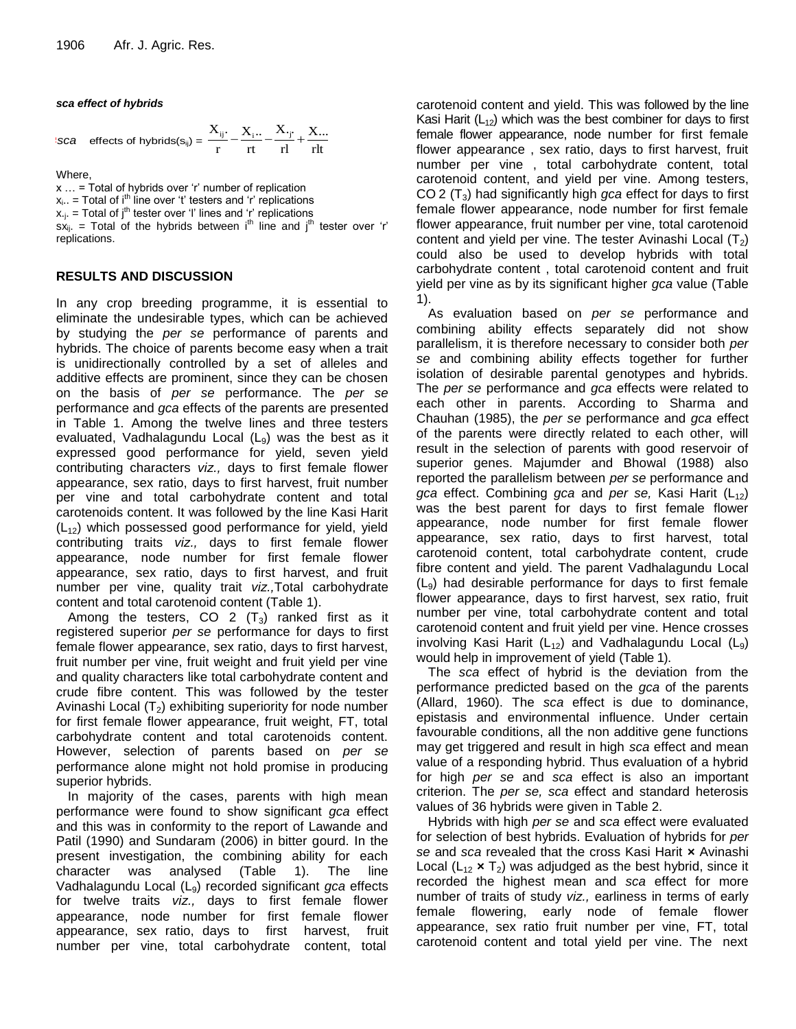***sca* effect of hybrids**

$$sca \text{ effects of hybrids}(s_{ij}) = \frac{X_{ij\cdot}}{r} - \frac{X_{i\cdot\cdot}}{rt} - \frac{X_{\cdot j\cdot}}{rl} + \frac{X_{\cdot\cdot\cdot}}{rlt}$$

Where,

$x\ldots$ = Total of hybrids over 'r' number of replication

$x_{i\cdot\cdot}$ = Total of $i^{th}$ line over 't' testers and 'r' replications

$x_{\cdot j\cdot}$ = Total of $j^{th}$ tester over 'l' lines and 'r' replications

$sx_{ij\cdot}$ = Total of the hybrids between $i^{th}$ line and $j^{th}$ tester over 'r' replications.

## RESULTS AND DISCUSSION

In any crop breeding programme, it is essential to eliminate the undesirable types, which can be achieved by studying the *per se* performance of parents and hybrids. The choice of parents become easy when a trait is unidirectionally controlled by a set of alleles and additive effects are prominent, since they can be chosen on the basis of *per se* performance. The *per se* performance and *gca* effects of the parents are presented in Table 1. Among the twelve lines and three testers evaluated, Vadhalagundu Local ($L_9$) was the best as it expressed good performance for yield, seven yield contributing characters *viz.,* days to first female flower appearance, sex ratio, days to first harvest, fruit number per vine and total carbohydrate content and total carotenoids content. It was followed by the line Kasi Harit ($L_{12}$) which possessed good performance for yield, yield contributing traits *viz.,* days to first female flower appearance, node number for first female flower appearance, sex ratio, days to first harvest, and fruit number per vine, quality trait *viz.,*Total carbohydrate content and total carotenoid content (Table 1).

Among the testers, CO 2 ($T_3$) ranked first as it registered superior *per se* performance for days to first female flower appearance, sex ratio, days to first harvest, fruit number per vine, fruit weight and fruit yield per vine and quality characters like total carbohydrate content and crude fibre content. This was followed by the tester Avinashi Local ($T_2$) exhibiting superiority for node number for first female flower appearance, fruit weight, FT, total carbohydrate content and total carotenoids content. However, selection of parents based on *per se* performance alone might not hold promise in producing superior hybrids.

In majority of the cases, parents with high mean performance were found to show significant *gca* effect and this was in conformity to the report of Lawande and Patil (1990) and Sundaram (2006) in bitter gourd. In the present investigation, the combining ability for each character was analysed (Table 1). The line Vadhalagundu Local ($L_9$) recorded significant *gca* effects for twelve traits *viz.,* days to first female flower appearance, node number for first female flower appearance, sex ratio, days to first harvest, fruit number per vine, total carbohydrate content, total carotenoid content and yield. This was followed by the line Kasi Harit ($L_{12}$) which was the best combiner for days to first female flower appearance, node number for first female flower appearance , sex ratio, days to first harvest, fruit number per vine , total carbohydrate content, total carotenoid content, and yield per vine. Among testers, CO 2 ($T_3$) had significantly high *gca* effect for days to first female flower appearance, node number for first female flower appearance, fruit number per vine, total carotenoid content and yield per vine. The tester Avinashi Local ($T_2$) could also be used to develop hybrids with total carbohydrate content , total carotenoid content and fruit yield per vine as by its significant higher *gca* value (Table 1).

As evaluation based on *per se* performance and combining ability effects separately did not show parallelism, it is therefore necessary to consider both *per se* and combining ability effects together for further isolation of desirable parental genotypes and hybrids. The *per se* performance and *gca* effects were related to each other in parents. According to Sharma and Chauhan (1985), the *per se* performance and *gca* effect of the parents were directly related to each other, will result in the selection of parents with good reservoir of superior genes. Majumder and Bhowal (1988) also reported the parallelism between *per se* performance and *gca* effect. Combining *gca* and *per se,* Kasi Harit ($L_{12}$) was the best parent for days to first female flower appearance, node number for first female flower appearance, sex ratio, days to first harvest, total carotenoid content, total carbohydrate content, crude fibre content and yield. The parent Vadhalagundu Local ($L_9$) had desirable performance for days to first female flower appearance, days to first harvest, sex ratio, fruit number per vine, total carbohydrate content and total carotenoid content and fruit yield per vine. Hence crosses involving Kasi Harit ($L_{12}$) and Vadhalagundu Local ($L_9$) would help in improvement of yield (Table 1).

The *sca* effect of hybrid is the deviation from the performance predicted based on the *gca* of the parents (Allard, 1960). The *sca* effect is due to dominance, epistasis and environmental influence. Under certain favourable conditions, all the non additive gene functions may get triggered and result in high *sca* effect and mean value of a responding hybrid. Thus evaluation of a hybrid for high *per se* and *sca* effect is also an important criterion. The *per se, sca* effect and standard heterosis values of 36 hybrids were given in Table 2.

Hybrids with high *per se* and *sca* effect were evaluated for selection of best hybrids. Evaluation of hybrids for *per se* and *sca* revealed that the cross Kasi Harit × Avinashi Local ($L_{12}$ × $T_2$) was adjudged as the best hybrid, since it recorded the highest mean and *sca* effect for more number of traits of study *viz.,* earliness in terms of early female flowering, early node of female flower appearance, sex ratio fruit number per vine, FT, total carotenoid content and total yield per vine. The next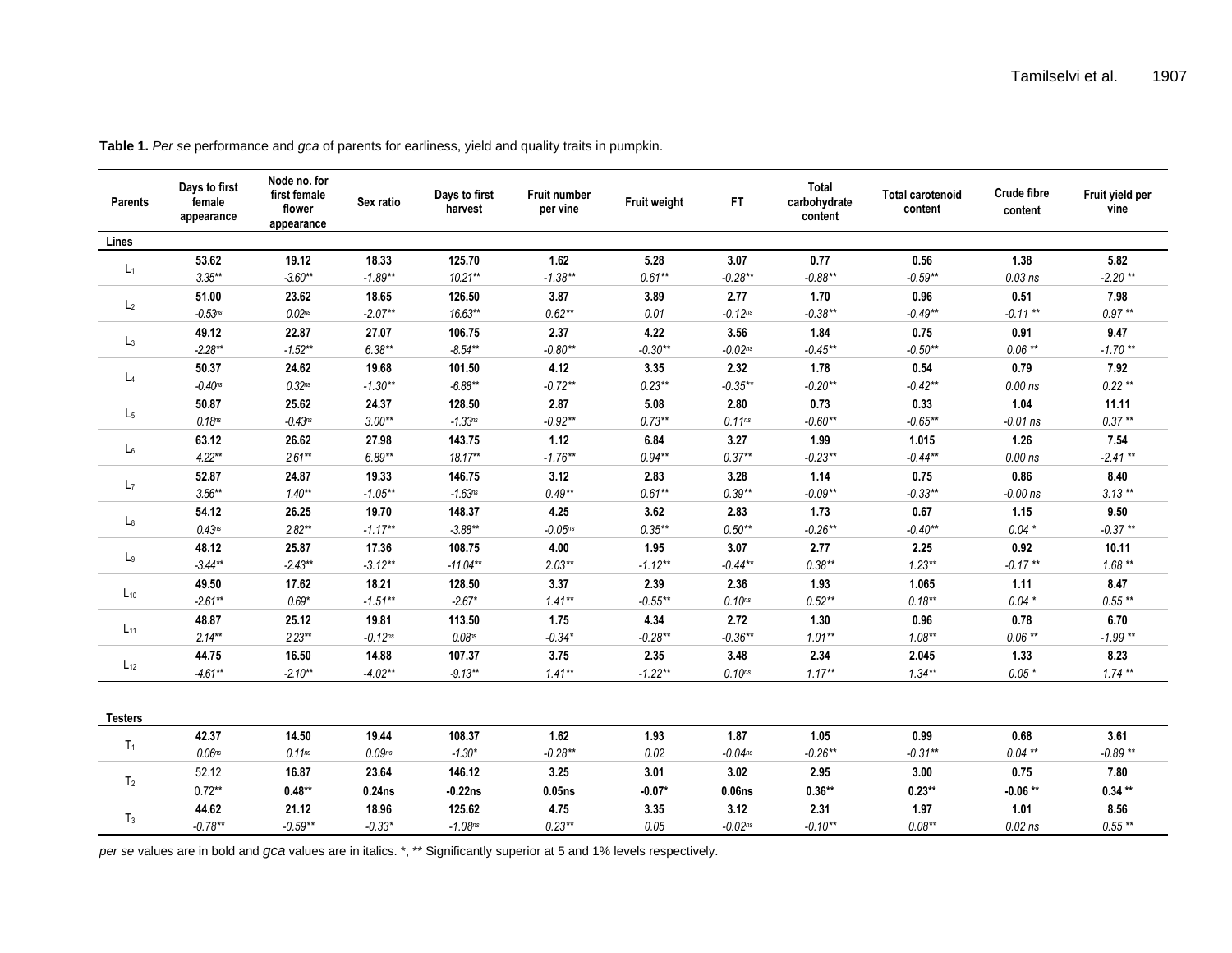**Table 1.** *Per se* performance and *gca* of parents for earliness, yield and quality traits in pumpkin.

| Parents | Days to first female appearance | Node no. for first female flower appearance | Sex ratio | Days to first harvest | Fruit number per vine | Fruit weight | FT | Total carbohydrate content | Total carotenoid content | Crude fibre content | Fruit yield per vine |
|---|---|---|---|---|---|---|---|---|---|---|---|
| **Lines** | | | | | | | | | | | |
| $L_1$ | **53.62** | **19.12** | **18.33** | **125.70** | **1.62** | **5.28** | **3.07** | **0.77** | **0.56** | **1.38** | **5.82** |
| | *3.35*** | *-3.60*** | *-1.89*** | *10.21*** | *-1.38*** | *0.61*** | *-0.28*** | *-0.88*** | *-0.59*** | *0.03 ns* | *-2.20 *** |
| $L_2$ | **51.00** | **23.62** | **18.65** | **126.50** | **3.87** | **3.89** | **2.77** | **1.70** | **0.96** | **0.51** | **7.98** |
| | *-0.53ns* | *0.02ns* | *-2.07*** | *16.63*** | *0.62*** | *0.01* | *-0.12ns* | *-0.38*** | *-0.49*** | *-0.11 *** | *0.97 *** |
| $L_3$ | **49.12** | **22.87** | **27.07** | **106.75** | **2.37** | **4.22** | **3.56** | **1.84** | **0.75** | **0.91** | **9.47** |
| | *-2.28*** | *-1.52*** | *6.38*** | *-8.54*** | *-0.80*** | *-0.30*** | *-0.02ns* | *-0.45*** | *-0.50*** | *0.06 *** | *-1.70 *** |
| $L_4$ | **50.37** | **24.62** | **19.68** | **101.50** | **4.12** | **3.35** | **2.32** | **1.78** | **0.54** | **0.79** | **7.92** |
| | *-0.40ns* | *0.32ns* | *-1.30*** | *-6.88*** | *-0.72*** | *0.23*** | *-0.35*** | *-0.20*** | *-0.42*** | *0.00 ns* | *0.22 *** |
| $L_5$ | **50.87** | **25.62** | **24.37** | **128.50** | **2.87** | **5.08** | **2.80** | **0.73** | **0.33** | **1.04** | **11.11** |
| | *0.18ns* | *-0.43ns* | *3.00*** | *-1.33ns* | *-0.92*** | *0.73*** | *0.11ns* | *-0.60*** | *-0.65*** | *-0.01 ns* | *0.37 *** |
| $L_6$ | **63.12** | **26.62** | **27.98** | **143.75** | **1.12** | **6.84** | **3.27** | **1.99** | **1.015** | **1.26** | **7.54** |
| | *4.22*** | *2.61*** | *6.89*** | *18.17*** | *-1.76*** | *0.94*** | *0.37*** | *-0.23*** | *-0.44*** | *0.00 ns* | *-2.41 *** |
| $L_7$ | **52.87** | **24.87** | **19.33** | **146.75** | **3.12** | **2.83** | **3.28** | **1.14** | **0.75** | **0.86** | **8.40** |
| | *3.56*** | *1.40*** | *-1.05*** | *-1.63ns* | *0.49*** | *0.61*** | *0.39*** | *-0.09*** | *-0.33*** | *-0.00 ns* | *3.13 *** |
| $L_8$ | **54.12** | **26.25** | **19.70** | **148.37** | **4.25** | **3.62** | **2.83** | **1.73** | **0.67** | **1.15** | **9.50** |
| | *0.43ns* | *2.82*** | *-1.17*** | *-3.88*** | *-0.05ns* | *0.35*** | *0.50*** | *-0.26*** | *-0.40*** | *0.04 ** | *-0.37 *** |
| $L_9$ | **48.12** | **25.87** | **17.36** | **108.75** | **4.00** | **1.95** | **3.07** | **2.77** | **2.25** | **0.92** | **10.11** |
| | *-3.44*** | *-2.43*** | *-3.12*** | *-11.04*** | *2.03*** | *-1.12*** | *-0.44*** | *0.38*** | *1.23*** | *-0.17 *** | *1.68 *** |
| $L_{10}$ | **49.50** | **17.62** | **18.21** | **128.50** | **3.37** | **2.39** | **2.36** | **1.93** | **1.065** | **1.11** | **8.47** |
| | *-2.61*** | *0.69** | *-1.51*** | *-2.67** | *1.41*** | *-0.55*** | *0.10ns* | *0.52*** | *0.18*** | *0.04 ** | *0.55 *** |
| $L_{11}$ | **48.87** | **25.12** | **19.81** | **113.50** | **1.75** | **4.34** | **2.72** | **1.30** | **0.96** | **0.78** | **6.70** |
| | *2.14*** | *2.23*** | *-0.12ns* | *0.08ns* | *-0.34** | *-0.28*** | *-0.36*** | *1.01*** | *1.08*** | *0.06 *** | *-1.99 *** |
| $L_{12}$ | **44.75** | **16.50** | **14.88** | **107.37** | **3.75** | **2.35** | **3.48** | **2.34** | **2.045** | **1.33** | **8.23** |
| | *-4.61*** | *-2.10*** | *-4.02*** | *-9.13*** | *1.41*** | *-1.22*** | *0.10ns* | *1.17*** | *1.34*** | *0.05 ** | *1.74 *** |
| **Testers** | | | | | | | | | | | |
| $T_1$ | **42.37** | **14.50** | **19.44** | **108.37** | **1.62** | **1.93** | **1.87** | **1.05** | **0.99** | **0.68** | **3.61** |
| | *0.06ns* | *0.11ns* | *0.09ns* | *-1.30** | *-0.28*** | *0.02* | *-0.04ns* | *-0.26*** | *-0.31*** | *0.04 *** | *-0.89 *** |
| $T_2$ | 52.12 | **16.87** | **23.64** | **146.12** | **3.25** | **3.01** | **3.02** | **2.95** | **3.00** | **0.75** | **7.80** |
| | 0.72** | **0.48**** | **0.24ns** | **-0.22ns** | **0.05ns** | **-0.07*** | **0.06ns** | **0.36**** | **0.23**** | **-0.06 **** | **0.34 **** |
| $T_3$ | **44.62** | **21.12** | **18.96** | **125.62** | **4.75** | **3.35** | **3.12** | **2.31** | **1.97** | **1.01** | **8.56** |
| | *-0.78*** | *-0.59*** | *-0.33** | *-1.08ns* | *0.23*** | *0.05* | *-0.02ns* | *-0.10*** | *0.08*** | *0.02 ns* | *0.55 *** |

*per se* values are in bold and *gca* values are in italics. *, ** Significantly superior at 5 and 1% levels respectively.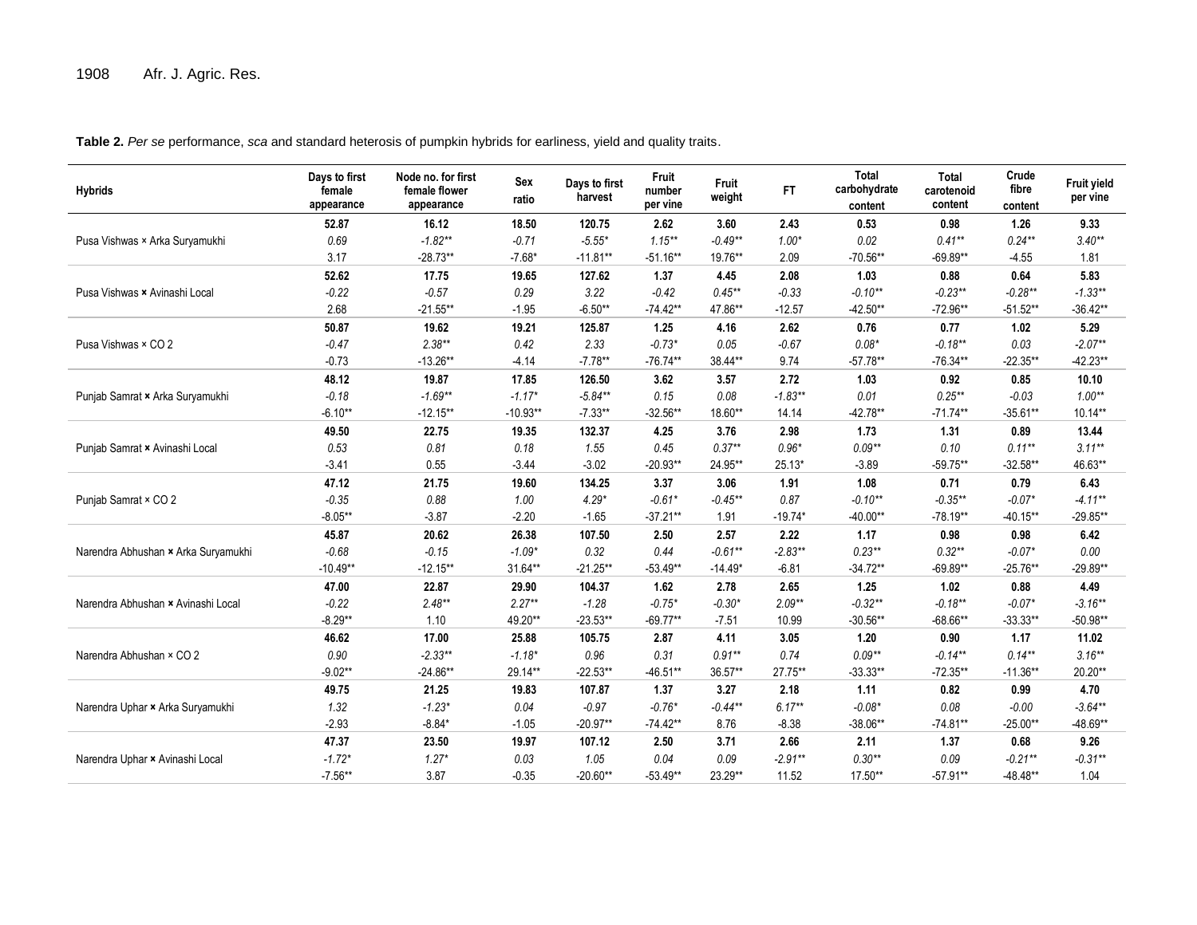**Table 2.** *Per se* performance, *sca* and standard heterosis of pumpkin hybrids for earliness, yield and quality traits.

| Hybrids | Days to first female appearance | Node no. for first female flower appearance | Sex ratio | Days to first harvest | Fruit number per vine | Fruit weight | FT | Total carbohydrate content | Total carotenoid content | Crude fibre content | Fruit yield per vine |
|---|---|---|---|---|---|---|---|---|---|---|---|
| | **52.87** | **16.12** | **18.50** | **120.75** | **2.62** | **3.60** | **2.43** | **0.53** | **0.98** | **1.26** | **9.33** |
| Pusa Vishwas × Arka Suryamukhi | *0.69* | *-1.82\*\** | *-0.71* | *-5.55\** | *1.15\*\** | *-0.49\*\** | *1.00\** | *0.02* | *0.41\*\** | *0.24\*\** | *3.40\*\** |
| | 3.17 | -28.73\*\* | -7.68\* | -11.81\*\* | -51.16\*\* | 19.76\*\* | 2.09 | -70.56\*\* | -69.89\*\* | -4.55 | 1.81 |
| | **52.62** | **17.75** | **19.65** | **127.62** | **1.37** | **4.45** | **2.08** | **1.03** | **0.88** | **0.64** | **5.83** |
| Pusa Vishwas × Avinashi Local | *-0.22* | *-0.57* | *0.29* | *3.22* | *-0.42* | *0.45\*\** | *-0.33* | *-0.10\*\** | *-0.23\*\** | *-0.28\*\** | *-1.33\*\** |
| | 2.68 | -21.55\*\* | -1.95 | -6.50\*\* | -74.42\*\* | 47.86\*\* | -12.57 | -42.50\*\* | -72.96\*\* | -51.52\*\* | -36.42\*\* |
| | **50.87** | **19.62** | **19.21** | **125.87** | **1.25** | **4.16** | **2.62** | **0.76** | **0.77** | **1.02** | **5.29** |
| Pusa Vishwas × CO 2 | *-0.47* | *2.38\*\** | *0.42* | *2.33* | *-0.73\** | *0.05* | *-0.67* | *0.08\** | *-0.18\*\** | *0.03* | *-2.07\*\** |
| | -0.73 | -13.26\*\* | -4.14 | -7.78\*\* | -76.74\*\* | 38.44\*\* | 9.74 | -57.78\*\* | -76.34\*\* | -22.35\*\* | -42.23\*\* |
| | **48.12** | **19.87** | **17.85** | **126.50** | **3.62** | **3.57** | **2.72** | **1.03** | **0.92** | **0.85** | **10.10** |
| Punjab Samrat × Arka Suryamukhi | *-0.18* | *-1.69\*\** | *-1.17\** | *-5.84\*\** | *0.15* | *0.08* | *-1.83\*\** | *0.01* | *0.25\*\** | *-0.03* | *1.00\*\** |
| | -6.10\*\* | -12.15\*\* | -10.93\*\* | -7.33\*\* | -32.56\*\* | 18.60\*\* | 14.14 | -42.78\*\* | -71.74\*\* | -35.61\*\* | 10.14\*\* |
| | **49.50** | **22.75** | **19.35** | **132.37** | **4.25** | **3.76** | **2.98** | **1.73** | **1.31** | **0.89** | **13.44** |
| Punjab Samrat × Avinashi Local | *0.53* | *0.81* | *0.18* | *1.55* | *0.45* | *0.37\*\** | *0.96\** | *0.09\*\** | *0.10* | *0.11\*\** | *3.11\*\** |
| | -3.41 | 0.55 | -3.44 | -3.02 | -20.93\*\* | 24.95\*\* | 25.13\* | -3.89 | -59.75\*\* | -32.58\*\* | 46.63\*\* |
| | **47.12** | **21.75** | **19.60** | **134.25** | **3.37** | **3.06** | **1.91** | **1.08** | **0.71** | **0.79** | **6.43** |
| Punjab Samrat × CO 2 | *-0.35* | *0.88* | *1.00* | *4.29\** | *-0.61\** | *-0.45\*\** | *0.87* | *-0.10\*\** | *-0.35\*\** | *-0.07\** | *-4.11\*\** |
| | -8.05\*\* | -3.87 | -2.20 | -1.65 | -37.21\*\* | 1.91 | -19.74\* | -40.00\*\* | -78.19\*\* | -40.15\*\* | -29.85\*\* |
| | **45.87** | **20.62** | **26.38** | **107.50** | **2.50** | **2.57** | **2.22** | **1.17** | **0.98** | **0.98** | **6.42** |
| Narendra Abhushan × Arka Suryamukhi | *-0.68* | *-0.15* | *-1.09\** | *0.32* | *0.44* | *-0.61\*\** | *-2.83\*\** | *0.23\*\** | *0.32\*\** | *-0.07\** | *0.00* |
| | -10.49\*\* | -12.15\*\* | 31.64\*\* | -21.25\*\* | -53.49\*\* | -14.49\* | -6.81 | -34.72\*\* | -69.89\*\* | -25.76\*\* | -29.89\*\* |
| | **47.00** | **22.87** | **29.90** | **104.37** | **1.62** | **2.78** | **2.65** | **1.25** | **1.02** | **0.88** | **4.49** |
| Narendra Abhushan × Avinashi Local | *-0.22* | *2.48\*\** | *2.27\*\** | *-1.28* | *-0.75\** | *-0.30\** | *2.09\*\** | *-0.32\*\** | *-0.18\*\** | *-0.07\** | *-3.16\*\** |
| | -8.29\*\* | 1.10 | 49.20\*\* | -23.53\*\* | -69.77\*\* | -7.51 | 10.99 | -30.56\*\* | -68.66\*\* | -33.33\*\* | -50.98\*\* |
| | **46.62** | **17.00** | **25.88** | **105.75** | **2.87** | **4.11** | **3.05** | **1.20** | **0.90** | **1.17** | **11.02** |
| Narendra Abhushan × CO 2 | *0.90* | *-2.33\*\** | *-1.18\** | *0.96* | *0.31* | *0.91\*\** | *0.74* | *0.09\*\** | *-0.14\*\** | *0.14\*\** | *3.16\*\** |
| | -9.02\*\* | -24.86\*\* | 29.14\*\* | -22.53\*\* | -46.51\*\* | 36.57\*\* | 27.75\*\* | -33.33\*\* | -72.35\*\* | -11.36\*\* | 20.20\*\* |
| | **49.75** | **21.25** | **19.83** | **107.87** | **1.37** | **3.27** | **2.18** | **1.11** | **0.82** | **0.99** | **4.70** |
| Narendra Uphar × Arka Suryamukhi | *1.32* | *-1.23\** | *0.04* | *-0.97* | *-0.76\** | *-0.44\*\** | *6.17\*\** | *-0.08\** | *0.08* | *-0.00* | *-3.64\*\** |
| | -2.93 | -8.84\* | -1.05 | -20.97\*\* | -74.42\*\* | 8.76 | -8.38 | -38.06\*\* | -74.81\*\* | -25.00\*\* | -48.69\*\* |
| | **47.37** | **23.50** | **19.97** | **107.12** | **2.50** | **3.71** | **2.66** | **2.11** | **1.37** | **0.68** | **9.26** |
| Narendra Uphar × Avinashi Local | *-1.72\** | *1.27\** | *0.03* | *1.05* | *0.04* | *0.09* | *-2.91\*\** | *0.30\*\** | *0.09* | *-0.21\*\** | *-0.31\*\** |
| | -7.56\*\* | 3.87 | -0.35 | -20.60\*\* | -53.49\*\* | 23.29\*\* | 11.52 | 17.50\*\* | -57.91\*\* | -48.48\*\* | 1.04 |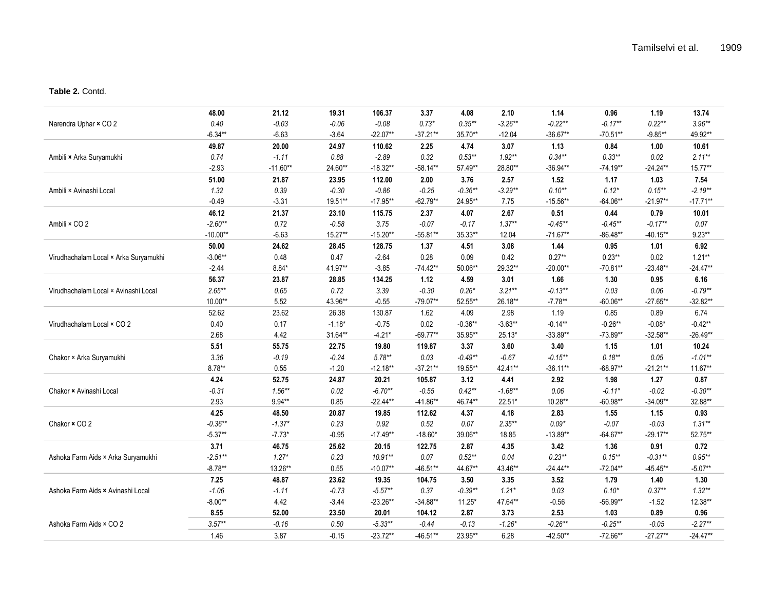**Table 2.** Contd.

| | | | | | | | | | | | |
|---|---|---|---|---|---|---|---|---|---|---|---|
| Narendra Uphar × CO 2 | **48.00** | **21.12** | **19.31** | **106.37** | **3.37** | **4.08** | **2.10** | **1.14** | **0.96** | **1.19** | **13.74** |
| | *0.40* | *-0.03* | *-0.06* | *-0.08* | *0.73\** | *0.35\*\** | *-3.26\*\** | *-0.22\*\** | *-0.17\*\** | *0.22\*\** | *3.96\*\** |
| | -6.34** | -6.63 | -3.64 | -22.07** | -37.21** | 35.70** | -12.04 | -36.67** | -70.51** | -9.85** | 49.92** |
| Ambili × Arka Suryamukhi | **49.87** | **20.00** | **24.97** | **110.62** | **2.25** | **4.74** | **3.07** | **1.13** | **0.84** | **1.00** | **10.61** |
| | *0.74* | *-1.11* | *0.88* | *-2.89* | *0.32* | *0.53\*\** | *1.92\*\** | *0.34\*\** | *0.33\*\** | *0.02* | *2.11\*\** |
| | -2.93 | -11.60** | 24.60** | -18.32** | -58.14** | 57.49** | 28.80** | -36.94** | -74.19** | -24.24** | 15.77** |
| Ambili × Avinashi Local | **51.00** | **21.87** | **23.95** | **112.00** | **2.00** | **3.76** | **2.57** | **1.52** | **1.17** | **1.03** | **7.54** |
| | *1.32* | *0.39* | *-0.30* | *-0.86* | *-0.25* | *-0.36\*\** | *-3.29\*\** | *0.10\*\** | *0.12\** | *0.15\*\** | *-2.19\*\** |
| | -0.49 | -3.31 | 19.51** | -17.95** | -62.79** | 24.95** | 7.75 | -15.56** | -64.06** | -21.97** | -17.71** |
| Ambili × CO 2 | **46.12** | **21.37** | **23.10** | **115.75** | **2.37** | **4.07** | **2.67** | **0.51** | **0.44** | **0.79** | **10.01** |
| | *-2.60\*\** | *0.72* | *-0.58* | *3.75* | *-0.07* | *-0.17* | *1.37\*\** | *-0.45\*\** | *-0.45\*\** | *-0.17\*\** | *0.07* |
| | -10.00** | -6.63 | 15.27** | -15.20** | -55.81** | 35.33** | 12.04 | -71.67** | -86.48** | -40.15** | 9.23** |
| Virudhachalam Local × Arka Suryamukhi | **50.00** | **24.62** | **28.45** | **128.75** | **1.37** | **4.51** | **3.08** | **1.44** | **0.95** | **1.01** | **6.92** |
| | -3.06** | 0.48 | 0.47 | -2.64 | 0.28 | 0.09 | 0.42 | 0.27** | 0.23** | 0.02 | 1.21** |
| | -2.44 | 8.84* | 41.97** | -3.85 | -74.42** | 50.06** | 29.32** | -20.00** | -70.81** | -23.48** | -24.47** |
| Virudhachalam Local × Avinashi Local | **56.37** | **23.87** | **28.85** | **134.25** | **1.12** | **4.59** | **3.01** | **1.66** | **1.30** | **0.95** | **6.16** |
| | *2.65\*\** | *0.65* | *0.72* | *3.39* | *-0.30* | *0.26\** | *3.21\*\** | *-0.13\*\** | *0.03* | *0.06* | *-0.79\*\** |
| | 10.00** | 5.52 | 43.96** | -0.55 | -79.07** | 52.55** | 26.18** | -7.78** | -60.06** | -27.65** | -32.82** |
| Virudhachalam Local × CO 2 | 52.62 | 23.62 | 26.38 | 130.87 | 1.62 | 4.09 | 2.98 | 1.19 | 0.85 | 0.89 | 6.74 |
| | 0.40 | 0.17 | -1.18* | -0.75 | 0.02 | -0.36** | -3.63** | -0.14** | -0.26** | -0.08* | -0.42** |
| | 2.68 | 4.42 | 31.64** | -4.21* | -69.77** | 35.95** | 25.13* | -33.89** | -73.89** | -32.58** | -26.49** |
| Chakor × Arka Suryamukhi | **5.51** | **55.75** | **22.75** | **19.80** | **119.87** | **3.37** | **3.60** | **3.40** | **1.15** | **1.01** | **10.24** |
| | *3.36* | *-0.19* | *-0.24* | *5.78\*\** | *0.03* | *-0.49\*\** | *-0.67* | *-0.15\*\** | *0.18\*\** | *0.05* | *-1.01\*\** |
| | 8.78** | 0.55 | -1.20 | -12.18** | -37.21** | 19.55** | 42.41** | -36.11** | -68.97** | -21.21** | 11.67** |
| Chakor × Avinashi Local | **4.24** | **52.75** | **24.87** | **20.21** | **105.87** | **3.12** | **4.41** | **2.92** | **1.98** | **1.27** | **0.87** |
| | *-0.31* | *1.56\*\** | *0.02* | *-6.70\*\** | *-0.55* | *0.42\*\** | *-1.68\*\** | *0.06* | *-0.11\** | *-0.02* | *-0.30\*\** |
| | 2.93 | 9.94** | 0.85 | -22.44** | -41.86** | 46.74** | 22.51* | 10.28** | -60.98** | -34.09** | 32.88** |
| Chakor × CO 2 | **4.25** | **48.50** | **20.87** | **19.85** | **112.62** | **4.37** | **4.18** | **2.83** | **1.55** | **1.15** | **0.93** |
| | *-0.36\*\** | *-1.37\** | *0.23* | *0.92* | *0.52* | *0.07* | *2.35\*\** | *0.09\** | *-0.07* | *-0.03* | *1.31\*\** |
| | -5.37** | -7.73* | -0.95 | -17.49** | -18.60* | 39.06** | 18.85 | -13.89** | -64.67** | -29.17** | 52.75** |
| Ashoka Farm Aids × Arka Suryamukhi | **3.71** | **46.75** | **25.62** | **20.15** | **122.75** | **2.87** | **4.35** | **3.42** | **1.36** | **0.91** | **0.72** |
| | *-2.51\*\** | *1.27\** | *0.23* | *10.91\*\** | *0.07* | *0.52\*\** | *0.04* | *0.23\*\** | *0.15\*\** | *-0.31\*\** | *0.95\*\** |
| | -8.78** | 13.26** | 0.55 | -10.07** | -46.51** | 44.67** | 43.46** | -24.44** | -72.04** | -45.45** | -5.07** |
| Ashoka Farm Aids × Avinashi Local | **7.25** | **48.87** | **23.62** | **19.35** | **104.75** | **3.50** | **3.35** | **3.52** | **1.79** | **1.40** | **1.30** |
| | *-1.06* | *-1.11* | *-0.73* | *-5.57\*\** | *0.37* | *-0.39\*\** | *1.21\** | *0.03* | *0.10\** | *0.37\*\** | *1.32\*\** |
| | -8.00** | 4.42 | -3.44 | -23.26** | -34.88** | 11.25* | 47.64** | -0.56 | -56.99** | -1.52 | 12.38** |
| Ashoka Farm Aids × CO 2 | **8.55** | **52.00** | **23.50** | **20.01** | **104.12** | **2.87** | **3.73** | **2.53** | **1.03** | **0.89** | **0.96** |
| | *3.57\*\** | *-0.16* | *0.50* | *-5.33\*\** | *-0.44* | *-0.13* | *-1.26\** | *-0.26\*\** | *-0.25\*\** | *-0.05* | *-2.27\*\** |
| | 1.46 | 3.87 | -0.15 | -23.72** | -46.51** | 23.95** | 6.28 | -42.50** | -72.66** | -27.27** | -24.47** |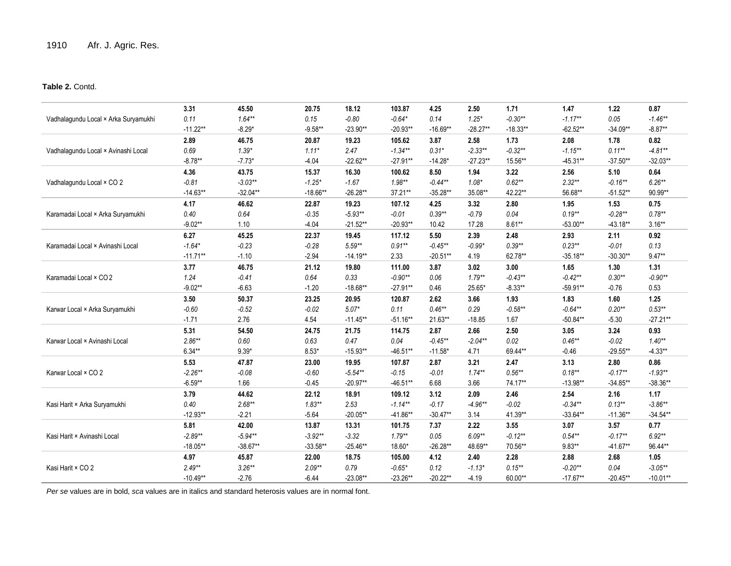**Table 2.** Contd.

| | | | | | | | | | | | |
|---|---|---|---|---|---|---|---|---|---|---|---|
| Vadhalagundu Local × Arka Suryamukhi | **3.31** | **45.50** | **20.75** | **18.12** | **103.87** | **4.25** | **2.50** | **1.71** | **1.47** | **1.22** | **0.87** |
| | *0.11* | *1.64*** | *0.15* | *-0.80* | *-0.64** | *0.14* | *1.25** | *-0.30*** | *-1.17*** | *0.05* | *-1.46*** |
| | -11.22** | -8.29* | -9.58** | -23.90** | -20.93** | -16.69** | -28.27** | -18.33** | -62.52** | -34.09** | -8.87** |
| Vadhalagundu Local × Avinashi Local | **2.89** | **46.75** | **20.87** | **19.23** | **105.62** | **3.87** | **2.58** | **1.73** | **2.08** | **1.78** | **0.82** |
| | *0.69* | *1.39** | *1.11** | *2.47* | *-1.34*** | *0.31** | *-2.33*** | *-0.32*** | *-1.15*** | *0.11*** | *-4.81*** |
| | -8.78** | -7.73* | -4.04 | -22.62** | -27.91** | -14.28* | -27.23** | 15.56** | -45.31** | -37.50** | -32.03** |
| Vadhalagundu Local × CO 2 | **4.36** | **43.75** | **15.37** | **16.30** | **100.62** | **8.50** | **1.94** | **3.22** | **2.56** | **5.10** | **0.64** |
| | *-0.81* | *-3.03*** | *-1.25** | *-1.67* | *1.98*** | *-0.44*** | *1.08** | *0.62*** | *2.32*** | *-0.16*** | *6.26*** |
| | -14.63** | -32.04** | -18.66** | -26.28** | 37.21** | -35.28** | 35.08** | 42.22** | 56.68** | -51.52** | 90.99** |
| Karamadai Local × Arka Suryamukhi | **4.17** | **46.62** | **22.87** | **19.23** | **107.12** | **4.25** | **3.32** | **2.80** | **1.95** | **1.53** | **0.75** |
| | *0.40* | *0.64* | *-0.35* | *-5.93*** | *-0.01* | *0.39*** | *-0.79* | *0.04* | *0.19*** | *-0.28*** | *0.78*** |
| | -9.02** | 1.10 | -4.04 | -21.52** | -20.93** | 10.42 | 17.28 | 8.61** | -53.00** | -43.18** | 3.16** |
| Karamadai Local × Avinashi Local | **6.27** | **45.25** | **22.37** | **19.45** | **117.12** | **5.50** | **2.39** | **2.48** | **2.93** | **2.11** | **0.92** |
| | *-1.64** | *-0.23* | *-0.28* | *5.59*** | *0.91*** | *-0.45*** | *-0.99** | *0.39*** | *0.23*** | *-0.01* | *0.13* |
| | -11.71** | -1.10 | -2.94 | -14.19** | 2.33 | -20.51** | 4.19 | 62.78** | -35.18** | -30.30** | 9.47** |
| Karamadai Local × CO 2 | **3.77** | **46.75** | **21.12** | **19.80** | **111.00** | **3.87** | **3.02** | **3.00** | **1.65** | **1.30** | **1.31** |
| | *1.24* | *-0.41* | *0.64* | *0.33* | *-0.90*** | *0.06* | *1.79*** | *-0.43*** | *-0.42*** | *0.30*** | *-0.90*** |
| | -9.02** | -6.63 | -1.20 | -18.68** | -27.91** | 0.46 | 25.65* | -8.33** | -59.91** | -0.76 | 0.53 |
| Karwar Local × Arka Suryamukhi | **3.50** | **50.37** | **23.25** | **20.95** | **120.87** | **2.62** | **3.66** | **1.93** | **1.83** | **1.60** | **1.25** |
| | *-0.60* | *-0.52* | *-0.02* | *5.07** | *0.11* | *0.46*** | *0.29* | *-0.58*** | *-0.64*** | *0.20*** | *0.53*** |
| | -1.71 | 2.76 | 4.54 | -11.45** | -51.16** | 21.63** | -18.85 | 1.67 | -50.84** | -5.30 | -27.21** |
| Karwar Local × Avinashi Local | **5.31** | **54.50** | **24.75** | **21.75** | **114.75** | **2.87** | **2.66** | **2.50** | **3.05** | **3.24** | **0.93** |
| | *2.86*** | *0.60* | *0.63* | *0.47* | *0.04* | *-0.45*** | *-2.04*** | *0.02* | *0.46*** | *-0.02* | *1.40*** |
| | 6.34** | 9.39* | 8.53* | -15.93** | -46.51** | -11.58* | 4.71 | 69.44** | -0.46 | -29.55** | -4.33** |
| Karwar Local × CO 2 | **5.53** | **47.87** | **23.00** | **19.95** | **107.87** | **2.87** | **3.21** | **2.47** | **3.13** | **2.80** | **0.86** |
| | *-2.26*** | *-0.08* | *-0.60* | *-5.54*** | *-0.15* | *-0.01* | *1.74*** | *0.56*** | *0.18*** | *-0.17*** | *-1.93*** |
| | -6.59** | 1.66 | -0.45 | -20.97** | -46.51** | 6.68 | 3.66 | 74.17** | -13.98** | -34.85** | -38.36** |
| Kasi Harit × Arka Suryamukhi | **3.79** | **44.62** | **22.12** | **18.91** | **109.12** | **3.12** | **2.09** | **2.46** | **2.54** | **2.16** | **1.17** |
| | *0.40* | *2.68*** | *1.83*** | *2.53* | *-1.14*** | *-0.17* | *-4.96*** | *-0.02* | *-0.34*** | *0.13*** | *-3.86*** |
| | -12.93** | -2.21 | -5.64 | -20.05** | -41.86** | -30.47** | 3.14 | 41.39** | -33.64** | -11.36** | -34.54** |
| Kasi Harit × Avinashi Local | **5.81** | **42.00** | **13.87** | **13.31** | **101.75** | **7.37** | **2.22** | **3.55** | **3.07** | **3.57** | **0.77** |
| | *-2.89*** | *-5.94*** | *-3.92*** | *-3.32* | *1.79*** | *0.05* | *6.09*** | *-0.12*** | *0.54*** | *-0.17*** | *6.92*** |
| | -18.05** | -38.67** | -33.58** | -25.46** | 18.60* | -26.28** | 48.69** | 70.56** | 9.83** | -41.67** | 96.44** |
| Kasi Harit × CO 2 | **4.97** | **45.87** | **22.00** | **18.75** | **105.00** | **4.12** | **2.40** | **2.28** | **2.88** | **2.68** | **1.05** |
| | *2.49*** | *3.26*** | *2.09*** | *0.79* | *-0.65** | *0.12* | *-1.13** | *0.15*** | *-0.20*** | *0.04* | *-3.05*** |
| | -10.49** | -2.76 | -6.44 | -23.08** | -23.26** | -20.22** | -4.19 | 60.00** | -17.67** | -20.45** | -10.01** |

*Per se* values are in bold, *sca* values are in italics and standard heterosis values are in normal font.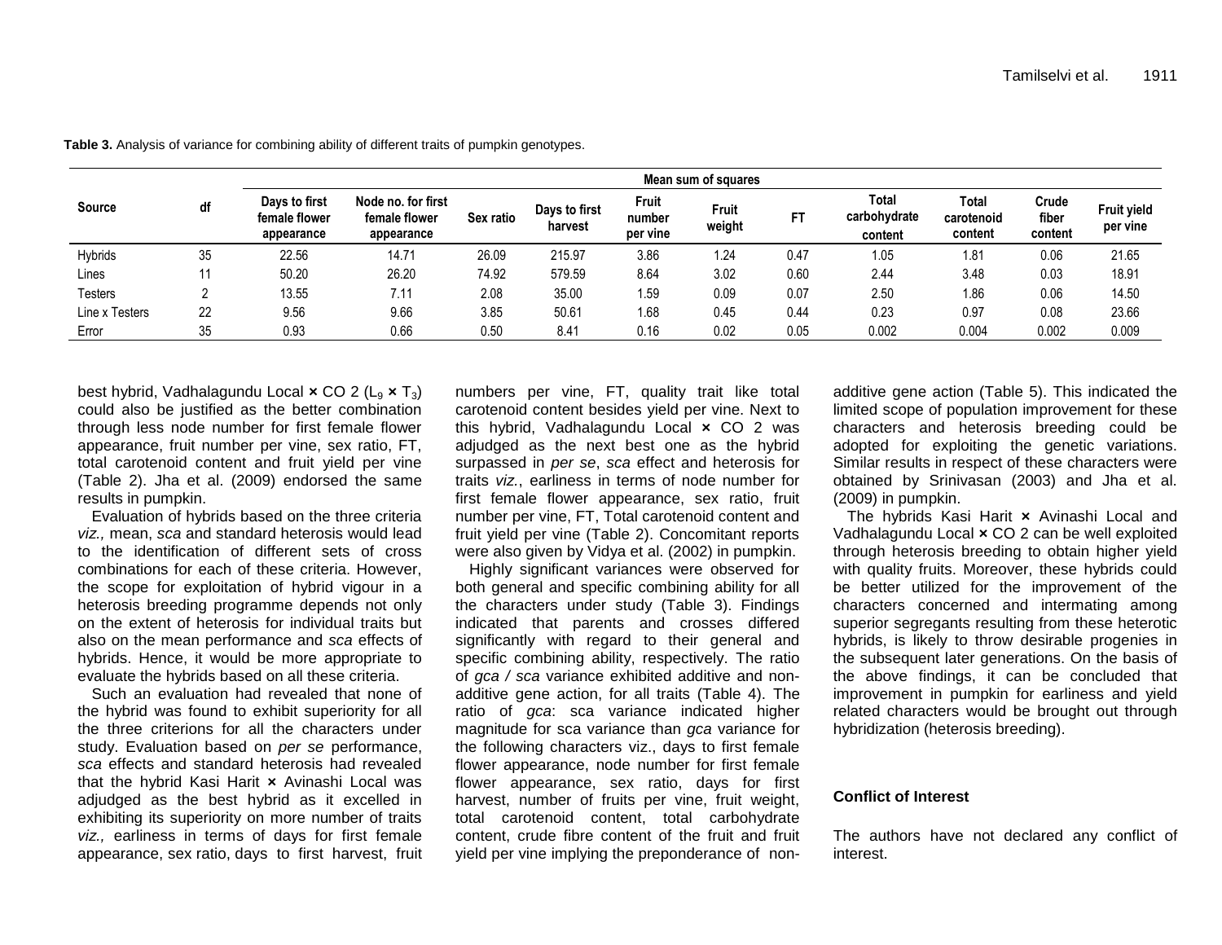**Table 3.** Analysis of variance for combining ability of different traits of pumpkin genotypes.

| Source | df | Mean sum of squares | | | | | | | | | | |
|---|---|---|---|---|---|---|---|---|---|---|---|---|
| | | Days to first female flower appearance | Node no. for first female flower appearance | Sex ratio | Days to first harvest | Fruit number per vine | Fruit weight | FT | Total carbohydrate content | Total carotenoid content | Crude fiber content | Fruit yield per vine |
| Hybrids | 35 | 22.56 | 14.71 | 26.09 | 215.97 | 3.86 | 1.24 | 0.47 | 1.05 | 1.81 | 0.06 | 21.65 |
| Lines | 11 | 50.20 | 26.20 | 74.92 | 579.59 | 8.64 | 3.02 | 0.60 | 2.44 | 3.48 | 0.03 | 18.91 |
| Testers | 2 | 13.55 | 7.11 | 2.08 | 35.00 | 1.59 | 0.09 | 0.07 | 2.50 | 1.86 | 0.06 | 14.50 |
| Line x Testers | 22 | 9.56 | 9.66 | 3.85 | 50.61 | 1.68 | 0.45 | 0.44 | 0.23 | 0.97 | 0.08 | 23.66 |
| Error | 35 | 0.93 | 0.66 | 0.50 | 8.41 | 0.16 | 0.02 | 0.05 | 0.002 | 0.004 | 0.002 | 0.009 |

best hybrid, Vadhalagundu Local × CO 2 ($L_9$ × $T_3$) could also be justified as the better combination through less node number for first female flower appearance, fruit number per vine, sex ratio, FT, total carotenoid content and fruit yield per vine (Table 2). Jha et al. (2009) endorsed the same results in pumpkin.

Evaluation of hybrids based on the three criteria *viz.,* mean, *sca* and standard heterosis would lead to the identification of different sets of cross combinations for each of these criteria. However, the scope for exploitation of hybrid vigour in a heterosis breeding programme depends not only on the extent of heterosis for individual traits but also on the mean performance and *sca* effects of hybrids. Hence, it would be more appropriate to evaluate the hybrids based on all these criteria.

Such an evaluation had revealed that none of the hybrid was found to exhibit superiority for all the three criterions for all the characters under study. Evaluation based on *per se* performance, *sca* effects and standard heterosis had revealed that the hybrid Kasi Harit × Avinashi Local was adjudged as the best hybrid as it excelled in exhibiting its superiority on more number of traits *viz.,* earliness in terms of days for first female appearance, sex ratio, days to first harvest, fruit numbers per vine, FT, quality trait like total carotenoid content besides yield per vine. Next to this hybrid, Vadhalagundu Local × CO 2 was adjudged as the next best one as the hybrid surpassed in *per se*, *sca* effect and heterosis for traits *viz.*, earliness in terms of node number for first female flower appearance, sex ratio, fruit number per vine, FT, Total carotenoid content and fruit yield per vine (Table 2). Concomitant reports were also given by Vidya et al. (2002) in pumpkin.

Highly significant variances were observed for both general and specific combining ability for all the characters under study (Table 3). Findings indicated that parents and crosses differed significantly with regard to their general and specific combining ability, respectively. The ratio of *gca / sca* variance exhibited additive and non-additive gene action, for all traits (Table 4). The ratio of *gca*: sca variance indicated higher magnitude for sca variance than *gca* variance for the following characters viz., days to first female flower appearance, node number for first female flower appearance, sex ratio, days for first harvest, number of fruits per vine, fruit weight, total carotenoid content, total carbohydrate content, crude fibre content of the fruit and fruit yield per vine implying the preponderance of non-additive gene action (Table 5). This indicated the limited scope of population improvement for these characters and heterosis breeding could be adopted for exploiting the genetic variations. Similar results in respect of these characters were obtained by Srinivasan (2003) and Jha et al. (2009) in pumpkin.

The hybrids Kasi Harit × Avinashi Local and Vadhalagundu Local × CO 2 can be well exploited through heterosis breeding to obtain higher yield with quality fruits. Moreover, these hybrids could be better utilized for the improvement of the characters concerned and intermating among superior segregants resulting from these heterotic hybrids, is likely to throw desirable progenies in the subsequent later generations. On the basis of the above findings, it can be concluded that improvement in pumpkin for earliness and yield related characters would be brought out through hybridization (heterosis breeding).

## Conflict of Interest

The authors have not declared any conflict of interest.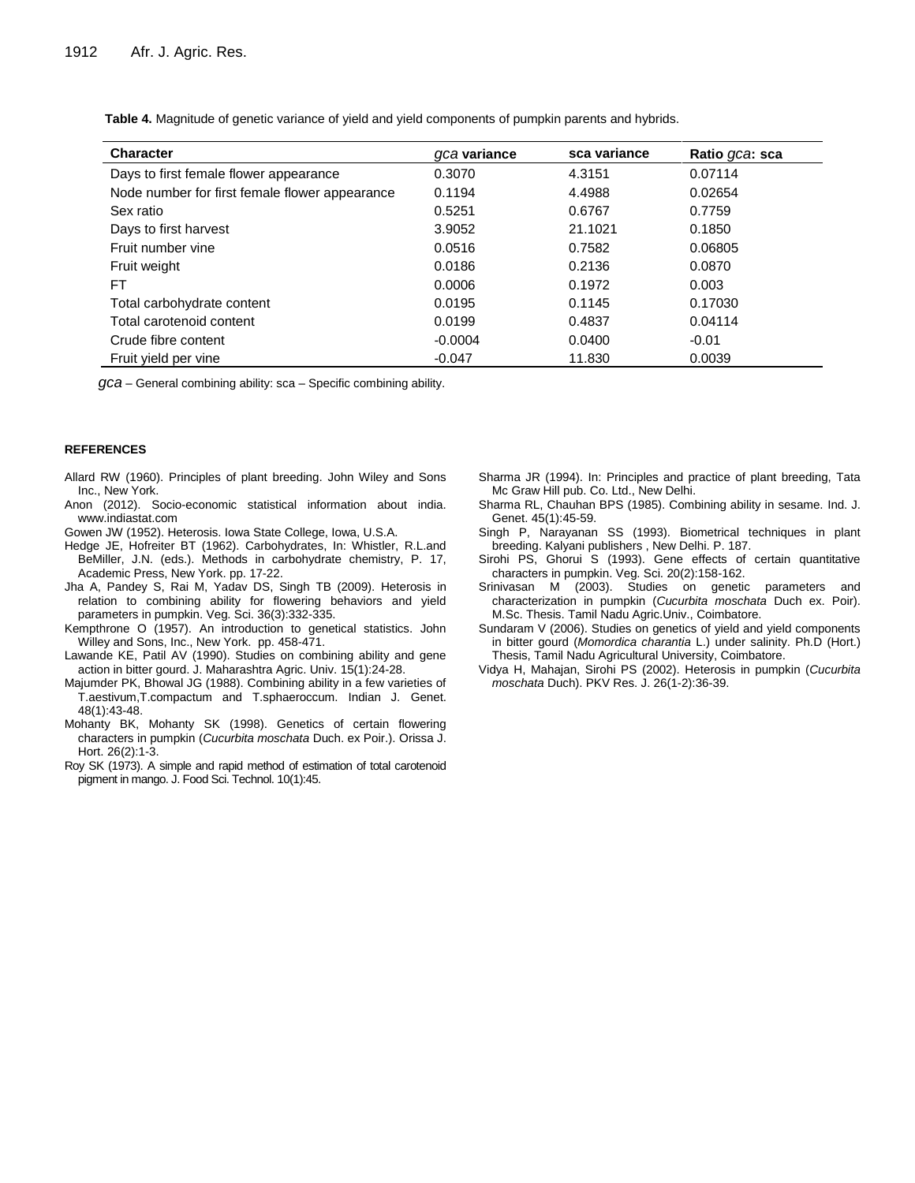**Table 4.** Magnitude of genetic variance of yield and yield components of pumpkin parents and hybrids.

| Character | *gca* variance | sca variance | Ratio *gca*: sca |
|---|---|---|---|
| Days to first female flower appearance | 0.3070 | 4.3151 | 0.07114 |
| Node number for first female flower appearance | 0.1194 | 4.4988 | 0.02654 |
| Sex ratio | 0.5251 | 0.6767 | 0.7759 |
| Days to first harvest | 3.9052 | 21.1021 | 0.1850 |
| Fruit number vine | 0.0516 | 0.7582 | 0.06805 |
| Fruit weight | 0.0186 | 0.2136 | 0.0870 |
| FT | 0.0006 | 0.1972 | 0.003 |
| Total carbohydrate content | 0.0195 | 0.1145 | 0.17030 |
| Total carotenoid content | 0.0199 | 0.4837 | 0.04114 |
| Crude fibre content | -0.0004 | 0.0400 | -0.01 |
| Fruit yield per vine | -0.047 | 11.830 | 0.0039 |

*gca* – General combining ability: sca – Specific combining ability.

**REFERENCES**

Allard RW (1960). Principles of plant breeding. John Wiley and Sons Inc., New York.

Anon (2012). Socio-economic statistical information about india. www.indiastat.com

Gowen JW (1952). Heterosis. Iowa State College, Iowa, U.S.A.

Hedge JE, Hofreiter BT (1962). Carbohydrates, In: Whistler, R.L.and BeMiller, J.N. (eds.). Methods in carbohydrate chemistry, P. 17, Academic Press, New York. pp. 17-22.

Jha A, Pandey S, Rai M, Yadav DS, Singh TB (2009). Heterosis in relation to combining ability for flowering behaviors and yield parameters in pumpkin. Veg. Sci. 36(3):332-335.

Kempthrone O (1957). An introduction to genetical statistics. John Willey and Sons, Inc., New York. pp. 458-471.

Lawande KE, Patil AV (1990). Studies on combining ability and gene action in bitter gourd. J. Maharashtra Agric. Univ. 15(1):24-28.

Majumder PK, Bhowal JG (1988). Combining ability in a few varieties of T.aestivum,T.compactum and T.sphaeroccum. Indian J. Genet. 48(1):43-48.

Mohanty BK, Mohanty SK (1998). Genetics of certain flowering characters in pumpkin (*Cucurbita moschata* Duch. ex Poir.). Orissa J. Hort. 26(2):1-3.

Roy SK (1973). A simple and rapid method of estimation of total carotenoid pigment in mango. J. Food Sci. Technol. 10(1):45.

Sharma JR (1994). In: Principles and practice of plant breeding, Tata Mc Graw Hill pub. Co. Ltd., New Delhi.

Sharma RL, Chauhan BPS (1985). Combining ability in sesame. Ind. J. Genet. 45(1):45-59.

Singh P, Narayanan SS (1993). Biometrical techniques in plant breeding. Kalyani publishers , New Delhi. P. 187.

Sirohi PS, Ghorui S (1993). Gene effects of certain quantitative characters in pumpkin. Veg. Sci. 20(2):158-162.

Srinivasan M (2003). Studies on genetic parameters and characterization in pumpkin (*Cucurbita moschata* Duch ex. Poir). M.Sc. Thesis. Tamil Nadu Agric.Univ., Coimbatore.

Sundaram V (2006). Studies on genetics of yield and yield components in bitter gourd (*Momordica charantia* L.) under salinity. Ph.D (Hort.) Thesis, Tamil Nadu Agricultural University, Coimbatore.

Vidya H, Mahajan, Sirohi PS (2002). Heterosis in pumpkin (*Cucurbita moschata* Duch). PKV Res. J. 26(1-2):36-39.